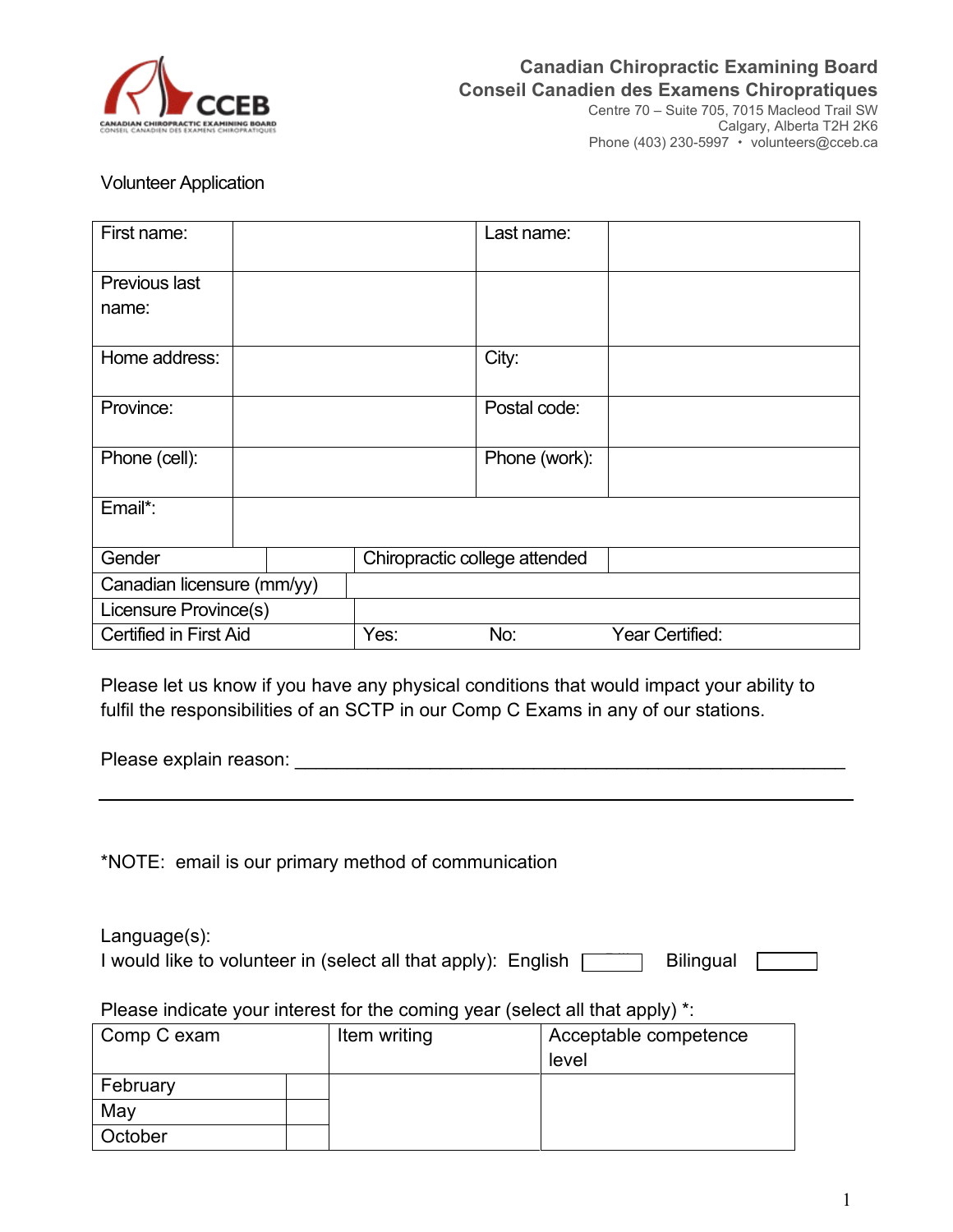**Canadian Chiropractic Examining Board**
**Conseil Canadien des Examens Chiropratiques**
Centre 70 – Suite 705, 7015 Macleod Trail SW
Calgary, Alberta T2H 2K6
Phone (403) 230-5997 • volunteers@cceb.ca

Volunteer Application

| First name: | | Last name: | |
|---|---|---|---|
| Previous last name: | | | |
| Home address: | | City: | |
| Province: | | Postal code: | |
| Phone (cell): | | Phone (work): | |
| Email*: | | | |

| Gender | | Chiropractic college attended | |
|---|---|---|---|
| Canadian licensure (mm/yy) | | | |
| Licensure Province(s) | | | |
| Certified in First Aid | Yes: | No: | Year Certified: |

Please let us know if you have any physical conditions that would impact your ability to fulfil the responsibilities of an SCTP in our Comp C Exams in any of our stations.

Please explain reason: ___________________________________________________________

___________________________________________________________________________

*NOTE: email is our primary method of communication

Language(s):
I would like to volunteer in (select all that apply): English ☐ Bilingual ☐

Please indicate your interest for the coming year (select all that apply) *:

| Comp C exam | | Item writing | Acceptable competence level |
|---|---|---|---|
| February | | | |
| May | | | |
| October | | | |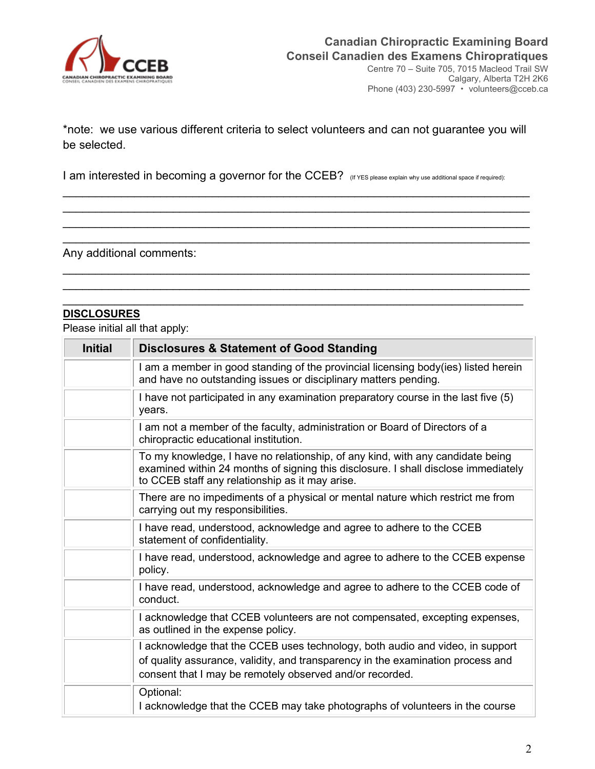Canadian Chiropractic Examining Board
Conseil Canadien des Examens Chiropratiques
Centre 70 – Suite 705, 7015 Macleod Trail SW
Calgary, Alberta T2H 2K6
Phone (403) 230-5997 • volunteers@cceb.ca

*note: we use various different criteria to select volunteers and can not guarantee you will be selected.

I am interested in becoming a governor for the CCEB? (If YES please explain why use additional space if required):

\_\_\_\_\_\_\_\_\_\_\_\_\_\_\_\_\_\_\_\_\_\_\_\_\_\_\_\_\_\_\_\_\_\_\_\_\_\_\_\_\_\_\_\_\_\_\_\_\_\_\_\_\_\_\_\_\_\_\_\_\_\_\_\_\_\_\_\_\_\_

\_\_\_\_\_\_\_\_\_\_\_\_\_\_\_\_\_\_\_\_\_\_\_\_\_\_\_\_\_\_\_\_\_\_\_\_\_\_\_\_\_\_\_\_\_\_\_\_\_\_\_\_\_\_\_\_\_\_\_\_\_\_\_\_\_\_\_\_\_\_

\_\_\_\_\_\_\_\_\_\_\_\_\_\_\_\_\_\_\_\_\_\_\_\_\_\_\_\_\_\_\_\_\_\_\_\_\_\_\_\_\_\_\_\_\_\_\_\_\_\_\_\_\_\_\_\_\_\_\_\_\_\_\_\_\_\_\_\_\_\_

\_\_\_\_\_\_\_\_\_\_\_\_\_\_\_\_\_\_\_\_\_\_\_\_\_\_\_\_\_\_\_\_\_\_\_\_\_\_\_\_\_\_\_\_\_\_\_\_\_\_\_\_\_\_\_\_\_\_\_\_\_\_\_\_\_\_\_\_\_\_

Any additional comments:

\_\_\_\_\_\_\_\_\_\_\_\_\_\_\_\_\_\_\_\_\_\_\_\_\_\_\_\_\_\_\_\_\_\_\_\_\_\_\_\_\_\_\_\_\_\_\_\_\_\_\_\_\_\_\_\_\_\_\_\_\_\_\_\_\_\_\_\_\_\_

\_\_\_\_\_\_\_\_\_\_\_\_\_\_\_\_\_\_\_\_\_\_\_\_\_\_\_\_\_\_\_\_\_\_\_\_\_\_\_\_\_\_\_\_\_\_\_\_\_\_\_\_\_\_\_\_\_\_\_\_\_\_\_\_\_\_\_\_\_\_

\_\_\_\_\_\_\_\_\_\_\_\_\_\_\_\_\_\_\_\_\_\_\_\_\_\_\_\_\_\_\_\_\_\_\_\_\_\_\_\_\_\_\_\_\_\_\_\_\_\_\_\_\_\_\_\_\_\_\_\_\_\_\_\_\_\_\_\_\_\_

**DISCLOSURES**

Please initial all that apply:

| Initial | Disclosures & Statement of Good Standing |
|---|---|
| | I am a member in good standing of the provincial licensing body(ies) listed herein and have no outstanding issues or disciplinary matters pending. |
| | I have not participated in any examination preparatory course in the last five (5) years. |
| | I am not a member of the faculty, administration or Board of Directors of a chiropractic educational institution. |
| | To my knowledge, I have no relationship, of any kind, with any candidate being examined within 24 months of signing this disclosure. I shall disclose immediately to CCEB staff any relationship as it may arise. |
| | There are no impediments of a physical or mental nature which restrict me from carrying out my responsibilities. |
| | I have read, understood, acknowledge and agree to adhere to the CCEB statement of confidentiality. |
| | I have read, understood, acknowledge and agree to adhere to the CCEB expense policy. |
| | I have read, understood, acknowledge and agree to adhere to the CCEB code of conduct. |
| | I acknowledge that CCEB volunteers are not compensated, excepting expenses, as outlined in the expense policy. |
| | I acknowledge that the CCEB uses technology, both audio and video, in support of quality assurance, validity, and transparency in the examination process and consent that I may be remotely observed and/or recorded. |
| | Optional: I acknowledge that the CCEB may take photographs of volunteers in the course |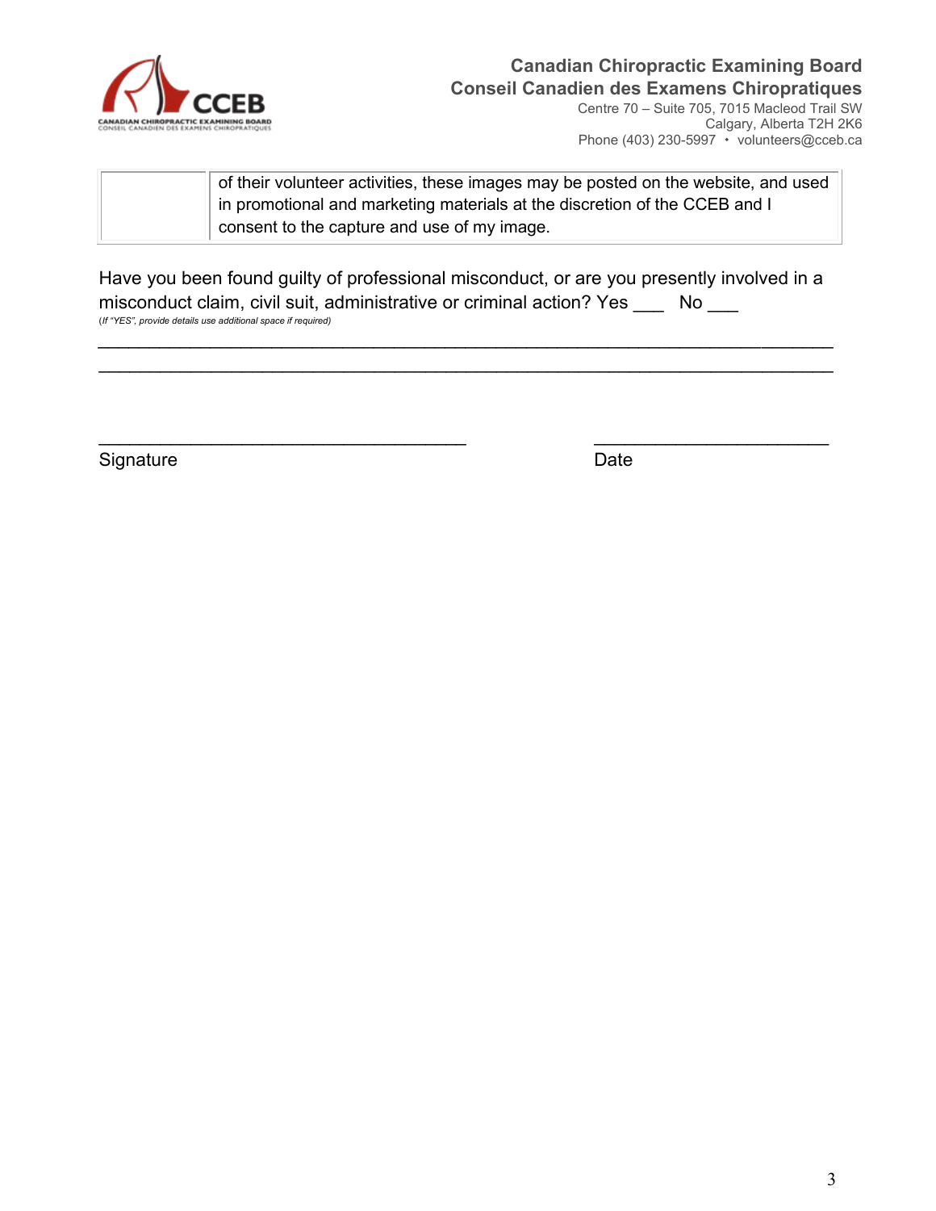| | |
|---|---|
| | of their volunteer activities, these images may be posted on the website, and used in promotional and marketing materials at the discretion of the CCEB and I consent to the capture and use of my image. |

Have you been found guilty of professional misconduct, or are you presently involved in a misconduct claim, civil suit, administrative or criminal action? Yes ___ No ___

*(If "YES", provide details use additional space if required)*

\_\_\_\_\_\_\_\_\_\_\_\_\_\_\_\_\_\_\_\_\_\_\_\_\_\_\_\_\_\_\_\_\_\_\_\_\_\_\_\_\_\_\_\_\_\_\_\_\_\_\_\_\_\_\_\_\_\_\_\_\_\_\_\_\_\_\_\_\_\_

\_\_\_\_\_\_\_\_\_\_\_\_\_\_\_\_\_\_\_\_\_\_\_\_\_\_\_\_\_\_\_\_\_\_\_\_\_\_\_\_\_\_\_\_\_\_\_\_\_\_\_\_\_\_\_\_\_\_\_\_\_\_\_\_\_\_\_\_\_\_

\_\_\_\_\_\_\_\_\_\_\_\_\_\_\_\_\_\_\_\_\_\_\_\_\_\_\_\_\_\_\_\_\_\_\_\_\_ \_\_\_\_\_\_\_\_\_\_\_\_\_\_\_\_\_\_\_\_\_\_\_\_

Signature Date